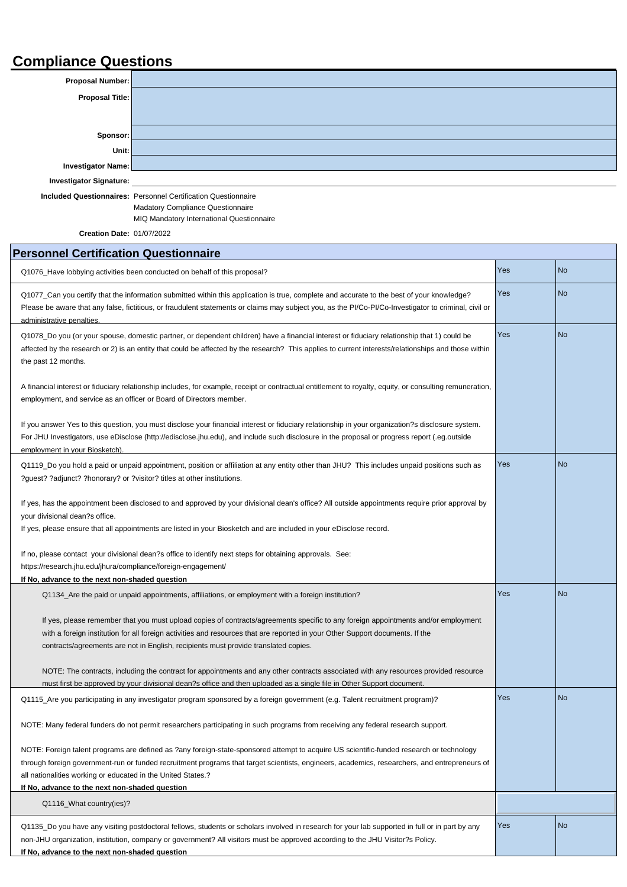# Compliance Questions

| | |
|---|---|
| **Proposal Number:** | |
| **Proposal Title:** | |
| **Sponsor:** | |
| **Unit:** | |
| **Investigator Name:** | |
| **Investigator Signature:** | |

**Included Questionnaires:** Personnel Certification Questionnaire
Madatory Compliance Questionnaire
MIQ Mandatory International Questionnaire

**Creation Date:** 01/07/2022

## Personnel Certification Questionnaire

| Question | Yes | No |
|---|---|---|
| Q1076_Have lobbying activities been conducted on behalf of this proposal? | Yes | No |
| Q1077_Can you certify that the information submitted within this application is true, complete and accurate to the best of your knowledge? Please be aware that any false, fictitious, or fraudulent statements or claims may subject you, as the PI/Co-PI/Co-Investigator to criminal, civil or administrative penalties. | Yes | No |
| Q1078_Do you (or your spouse, domestic partner, or dependent children) have a financial interest or fiduciary relationship that 1) could be affected by the research or 2) is an entity that could be affected by the research? This applies to current interests/relationships and those within the past 12 months.<br><br>A financial interest or fiduciary relationship includes, for example, receipt or contractual entitlement to royalty, equity, or consulting remuneration, employment, and service as an officer or Board of Directors member.<br><br>If you answer Yes to this question, you must disclose your financial interest or fiduciary relationship in your organization?s disclosure system. For JHU Investigators, use eDisclose (http://edisclose.jhu.edu), and include such disclosure in the proposal or progress report (.eg.outside employment in your Biosketch). | Yes | No |
| Q1119_Do you hold a paid or unpaid appointment, position or affiliation at any entity other than JHU? This includes unpaid positions such as ?guest? ?adjunct? ?honorary? or ?visitor? titles at other institutions.<br><br>If yes, has the appointment been disclosed to and approved by your divisional dean's office? All outside appointments require prior approval by your divisional dean?s office.<br>If yes, please ensure that all appointments are listed in your Biosketch and are included in your eDisclose record.<br><br>If no, please contact your divisional dean?s office to identify next steps for obtaining approvals. See: https://research.jhu.edu/jhura/compliance/foreign-engagement/<br>**If No, advance to the next non-shaded question** | Yes | No |
| Q1134_Are the paid or unpaid appointments, affiliations, or employment with a foreign institution?<br><br>If yes, please remember that you must upload copies of contracts/agreements specific to any foreign appointments and/or employment with a foreign institution for all foreign activities and resources that are reported in your Other Support documents. If the contracts/agreements are not in English, recipients must provide translated copies.<br><br>NOTE: The contracts, including the contract for appointments and any other contracts associated with any resources provided resource must first be approved by your divisional dean?s office and then uploaded as a single file in Other Support document. | Yes | No |
| Q1115_Are you participating in any investigator program sponsored by a foreign government (e.g. Talent recruitment program)?<br><br>NOTE: Many federal funders do not permit researchers participating in such programs from receiving any federal research support.<br><br>NOTE: Foreign talent programs are defined as ?any foreign-state-sponsored attempt to acquire US scientific-funded research or technology through foreign government-run or funded recruitment programs that target scientists, engineers, academics, researchers, and entrepreneurs of all nationalities working or educated in the United States.?<br>**If No, advance to the next non-shaded question** | Yes | No |
| Q1116_What country(ies)? | | |
| Q1135_Do you have any visiting postdoctoral fellows, students or scholars involved in research for your lab supported in full or in part by any non-JHU organization, institution, company or government? All visitors must be approved according to the JHU Visitor?s Policy.<br>**If No, advance to the next non-shaded question** | Yes | No |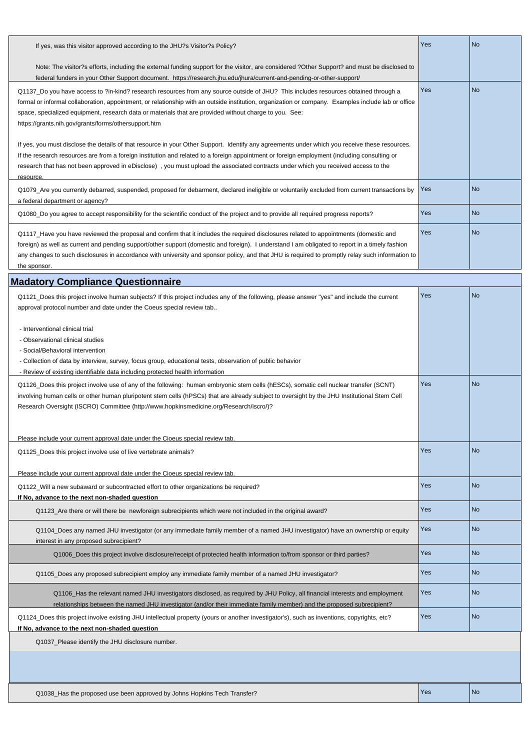| | | |
|---|---|---|
| If yes, was this visitor approved according to the JHU?s Visitor?s Policy?<br><br>Note: The visitor?s efforts, including the external funding support for the visitor, are considered ?Other Support? and must be disclosed to federal funders in your Other Support document. https://research.jhu.edu/jhura/current-and-pending-or-other-support/ | Yes | No |
| Q1137_Do you have access to ?in-kind? research resources from any source outside of JHU? This includes resources obtained through a formal or informal collaboration, appointment, or relationship with an outside institution, organization or company. Examples include lab or office space, specialized equipment, research data or materials that are provided without charge to you. See: https://grants.nih.gov/grants/forms/othersupport.htm<br><br>If yes, you must disclose the details of that resource in your Other Support. Identify any agreements under which you receive these resources. If the research resources are from a foreign institution and related to a foreign appointment or foreign employment (including consulting or research that has not been approved in eDisclose) , you must upload the associated contracts under which you received access to the resource. | Yes | No |
| Q1079_Are you currently debarred, suspended, proposed for debarment, declared ineligible or voluntarily excluded from current transactions by a federal department or agency? | Yes | No |
| Q1080_Do you agree to accept responsibility for the scientific conduct of the project and to provide all required progress reports? | Yes | No |
| Q1117_Have you have reviewed the proposal and confirm that it includes the required disclosures related to appointments (domestic and foreign) as well as current and pending support/other support (domestic and foreign). I understand I am obligated to report in a timely fashion any changes to such disclosures in accordance with university and sponsor policy, and that JHU is required to promptly relay such information to the sponsor. | Yes | No |

## Madatory Compliance Questionnaire

| | | |
|---|---|---|
| Q1121_Does this project involve human subjects? If this project includes any of the following, please answer "yes" and include the current approval protocol number and date under the Coeus special review tab..<br><br>- Interventional clinical trial<br>- Observational clinical studies<br>- Social/Behavioral intervention<br>- Collection of data by interview, survey, focus group, educational tests, observation of public behavior<br>- Review of existing identifiable data including protected health information | Yes | No |
| Q1126_Does this project involve use of any of the following: human embryonic stem cells (hESCs), somatic cell nuclear transfer (SCNT) involving human cells or other human pluripotent stem cells (hPSCs) that are already subject to oversight by the JHU Institutional Stem Cell Research Oversight (ISCRO) Committee (http://www.hopkinsmedicine.org/Research/iscro/)?<br><br>Please include your current approval date under the Cioeus special review tab. | Yes | No |
| Q1125_Does this project involve use of live vertebrate animals?<br><br>Please include your current approval date under the Cioeus special review tab. | Yes | No |
| Q1122_Will a new subaward or subcontracted effort to other organizations be required?<br>**If No, advance to the next non-shaded question** | Yes | No |
| Q1123_Are there or will there be newforeign subrecipients which were not included in the original award? | Yes | No |
| Q1104_Does any named JHU investigator (or any immediate family member of a named JHU investigator) have an ownership or equity interest in any proposed subrecipient? | Yes | No |
| Q1006_Does this project involve disclosure/receipt of protected health information to/from sponsor or third parties? | Yes | No |
| Q1105_Does any proposed subrecipient employ any immediate family member of a named JHU investigator? | Yes | No |
| Q1106_Has the relevant named JHU investigators disclosed, as required by JHU Policy, all financial interests and employment relationships between the named JHU investigator (and/or their immediate family member) and the proposed subrecipient? | Yes | No |
| Q1124_Does this project involve existing JHU intellectual property (yours or another investigator's), such as inventions, copyrights, etc?<br>**If No, advance to the next non-shaded question** | Yes | No |
| Q1037_Please identify the JHU disclosure number. | | |
| Q1038_Has the proposed use been approved by Johns Hopkins Tech Transfer? | Yes | No |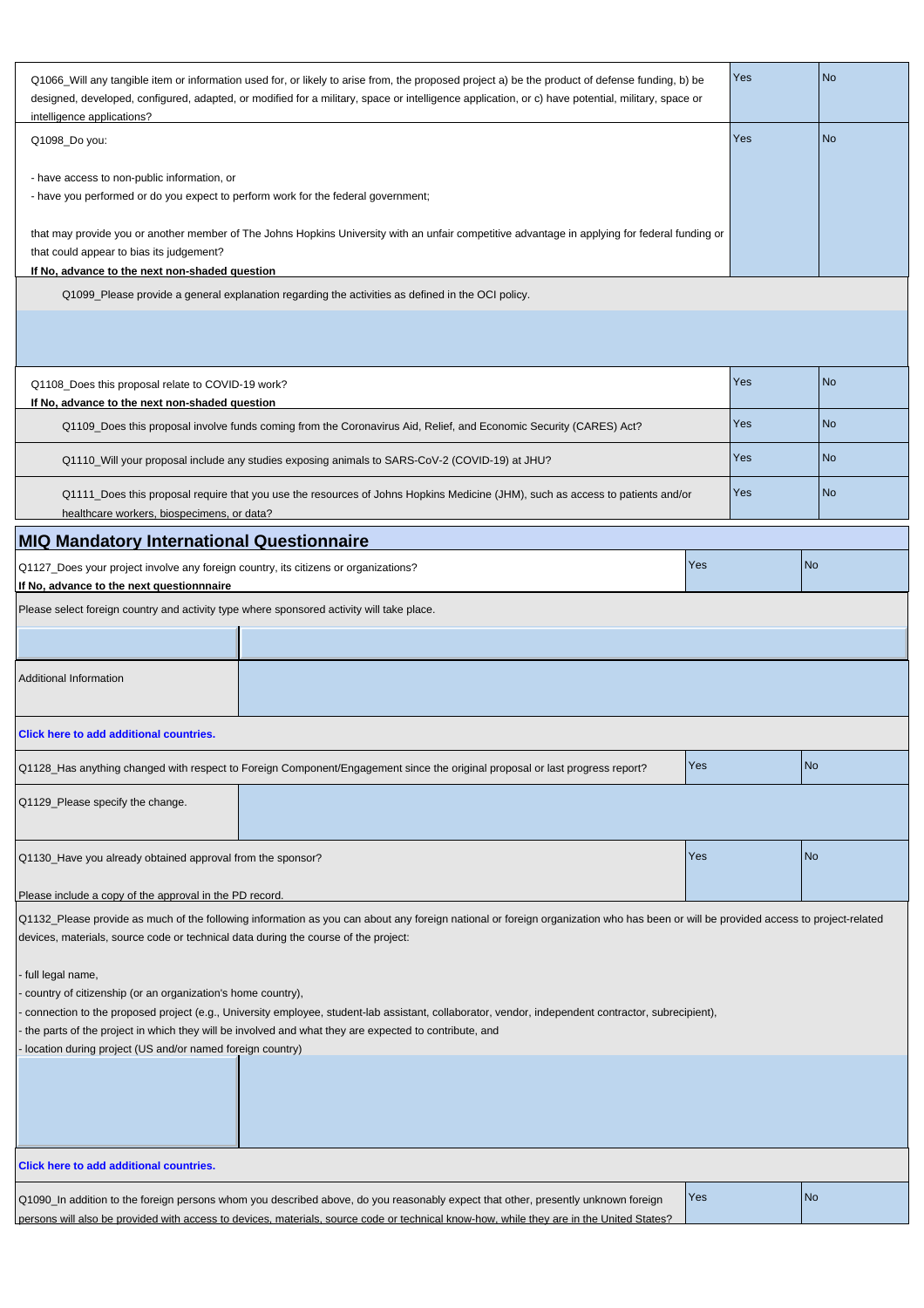| | | |
|---|---|---|
| Q1066_Will any tangible item or information used for, or likely to arise from, the proposed project a) be the product of defense funding, b) be designed, developed, configured, adapted, or modified for a military, space or intelligence application, or c) have potential, military, space or intelligence applications? | Yes | No |
| Q1098_Do you:<br><br>- have access to non-public information, or<br>- have you performed or do you expect to perform work for the federal government;<br><br>that may provide you or another member of The Johns Hopkins University with an unfair competitive advantage in applying for federal funding or that could appear to bias its judgement?<br>**If No, advance to the next non-shaded question** | Yes | No |
| Q1099_Please provide a general explanation regarding the activities as defined in the OCI policy. | | |
| | | |
| Q1108_Does this proposal relate to COVID-19 work?<br>**If No, advance to the next non-shaded question** | Yes | No |
| Q1109_Does this proposal involve funds coming from the Coronavirus Aid, Relief, and Economic Security (CARES) Act? | Yes | No |
| Q1110_Will your proposal include any studies exposing animals to SARS-CoV-2 (COVID-19) at JHU? | Yes | No |
| Q1111_Does this proposal require that you use the resources of Johns Hopkins Medicine (JHM), such as access to patients and/or healthcare workers, biospecimens, or data? | Yes | No |

## MIQ Mandatory International Questionnaire

| | | |
|---|---|---|
| Q1127_Does your project involve any foreign country, its citizens or organizations?<br>**If No, advance to the next questionnnaire** | Yes | No |

Please select foreign country and activity type where sponsored activity will take place.

| | |
|---|---|
| | |
| Additional Information | |

**Click here to add additional countries.**

| | | |
|---|---|---|
| Q1128_Has anything changed with respect to Foreign Component/Engagement since the original proposal or last progress report? | Yes | No |
| Q1129_Please specify the change. | | |
| Q1130_Have you already obtained approval from the sponsor?<br><br>Please include a copy of the approval in the PD record. | Yes | No |

Q1132_Please provide as much of the following information as you can about any foreign national or foreign organization who has been or will be provided access to project-related devices, materials, source code or technical data during the course of the project:

- full legal name,
- country of citizenship (or an organization's home country),
- connection to the proposed project (e.g., University employee, student-lab assistant, collaborator, vendor, independent contractor, subrecipient),
- the parts of the project in which they will be involved and what they are expected to contribute, and
- location during project (US and/or named foreign country)

| | |
|---|---|
| | |

**Click here to add additional countries.**

| | | |
|---|---|---|
| Q1090_In addition to the foreign persons whom you described above, do you reasonably expect that other, presently unknown foreign persons will also be provided with access to devices, materials, source code or technical know-how, while they are in the United States? | Yes | No |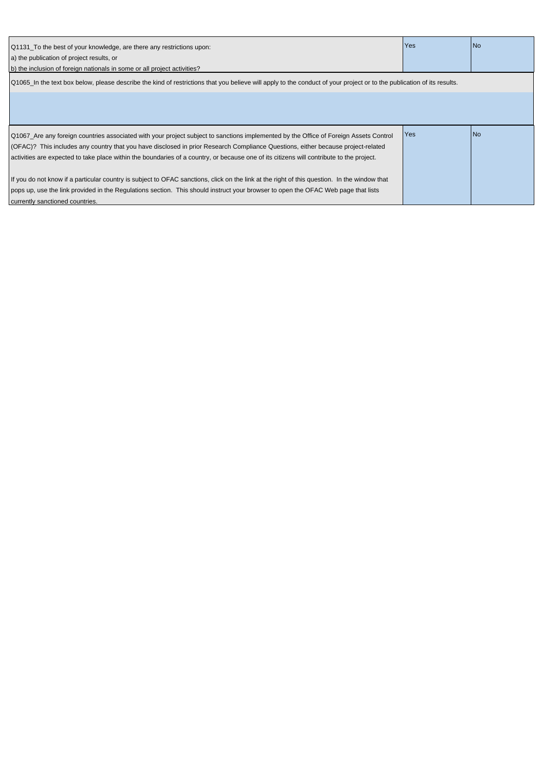| | | |
|---|---|---|
| Q1131_To the best of your knowledge, are there any restrictions upon:<br>a) the publication of project results, or<br>b) the inclusion of foreign nationals in some or all project activities? | Yes | No |
| Q1065_In the text box below, please describe the kind of restrictions that you believe will apply to the conduct of your project or to the publication of its results. | | |
| | | |
| Q1067_Are any foreign countries associated with your project subject to sanctions implemented by the Office of Foreign Assets Control (OFAC)? This includes any country that you have disclosed in prior Research Compliance Questions, either because project-related activities are expected to take place within the boundaries of a country, or because one of its citizens will contribute to the project.<br><br>If you do not know if a particular country is subject to OFAC sanctions, click on the link at the right of this question. In the window that pops up, use the link provided in the Regulations section. This should instruct your browser to open the OFAC Web page that lists currently sanctioned countries. | Yes | No |